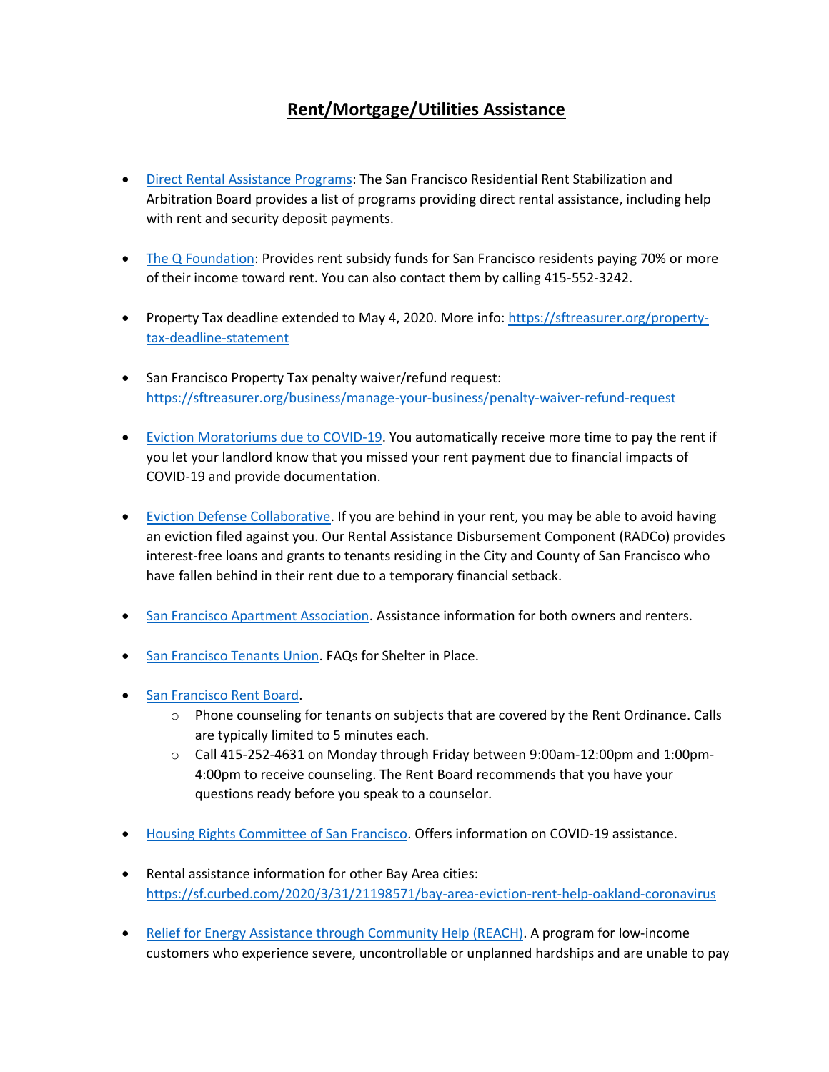# Rent/Mortgage/Utilities Assistance

- Direct Rental Assistance Programs: The San Francisco Residential Rent Stabilization and Arbitration Board provides a list of programs providing direct rental assistance, including help with rent and security deposit payments.

- The Q Foundation: Provides rent subsidy funds for San Francisco residents paying 70% or more of their income toward rent. You can also contact them by calling 415-552-3242.

- Property Tax deadline extended to May 4, 2020. More info: https://sftreasurer.org/property-tax-deadline-statement

- San Francisco Property Tax penalty waiver/refund request: https://sftreasurer.org/business/manage-your-business/penalty-waiver-refund-request

- Eviction Moratoriums due to COVID-19. You automatically receive more time to pay the rent if you let your landlord know that you missed your rent payment due to financial impacts of COVID-19 and provide documentation.

- Eviction Defense Collaborative. If you are behind in your rent, you may be able to avoid having an eviction filed against you. Our Rental Assistance Disbursement Component (RADCo) provides interest-free loans and grants to tenants residing in the City and County of San Francisco who have fallen behind in their rent due to a temporary financial setback.

- San Francisco Apartment Association. Assistance information for both owners and renters.

- San Francisco Tenants Union. FAQs for Shelter in Place.

- San Francisco Rent Board.
  - Phone counseling for tenants on subjects that are covered by the Rent Ordinance. Calls are typically limited to 5 minutes each.
  - Call 415-252-4631 on Monday through Friday between 9:00am-12:00pm and 1:00pm-4:00pm to receive counseling. The Rent Board recommends that you have your questions ready before you speak to a counselor.

- Housing Rights Committee of San Francisco. Offers information on COVID-19 assistance.

- Rental assistance information for other Bay Area cities: https://sf.curbed.com/2020/3/31/21198571/bay-area-eviction-rent-help-oakland-coronavirus

- Relief for Energy Assistance through Community Help (REACH). A program for low-income customers who experience severe, uncontrollable or unplanned hardships and are unable to pay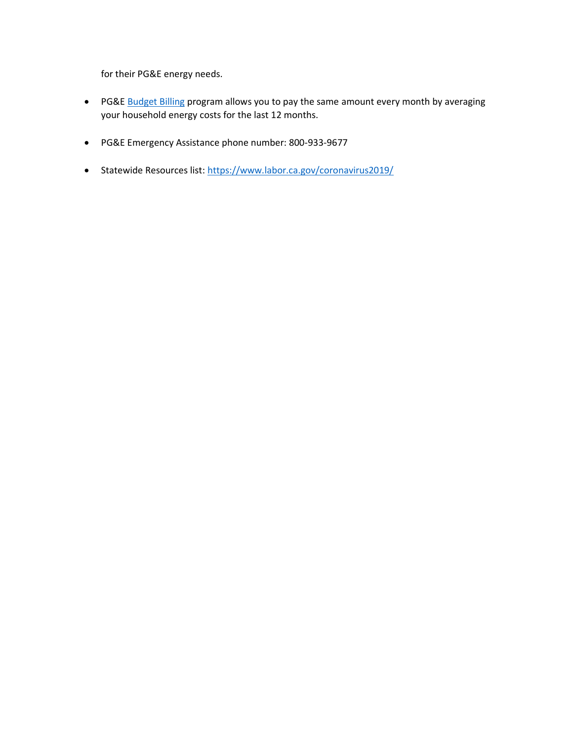for their PG&E energy needs.

- PG&E [Budget Billing](#) program allows you to pay the same amount every month by averaging your household energy costs for the last 12 months.

- PG&E Emergency Assistance phone number: 800-933-9677

- Statewide Resources list: https://www.labor.ca.gov/coronavirus2019/